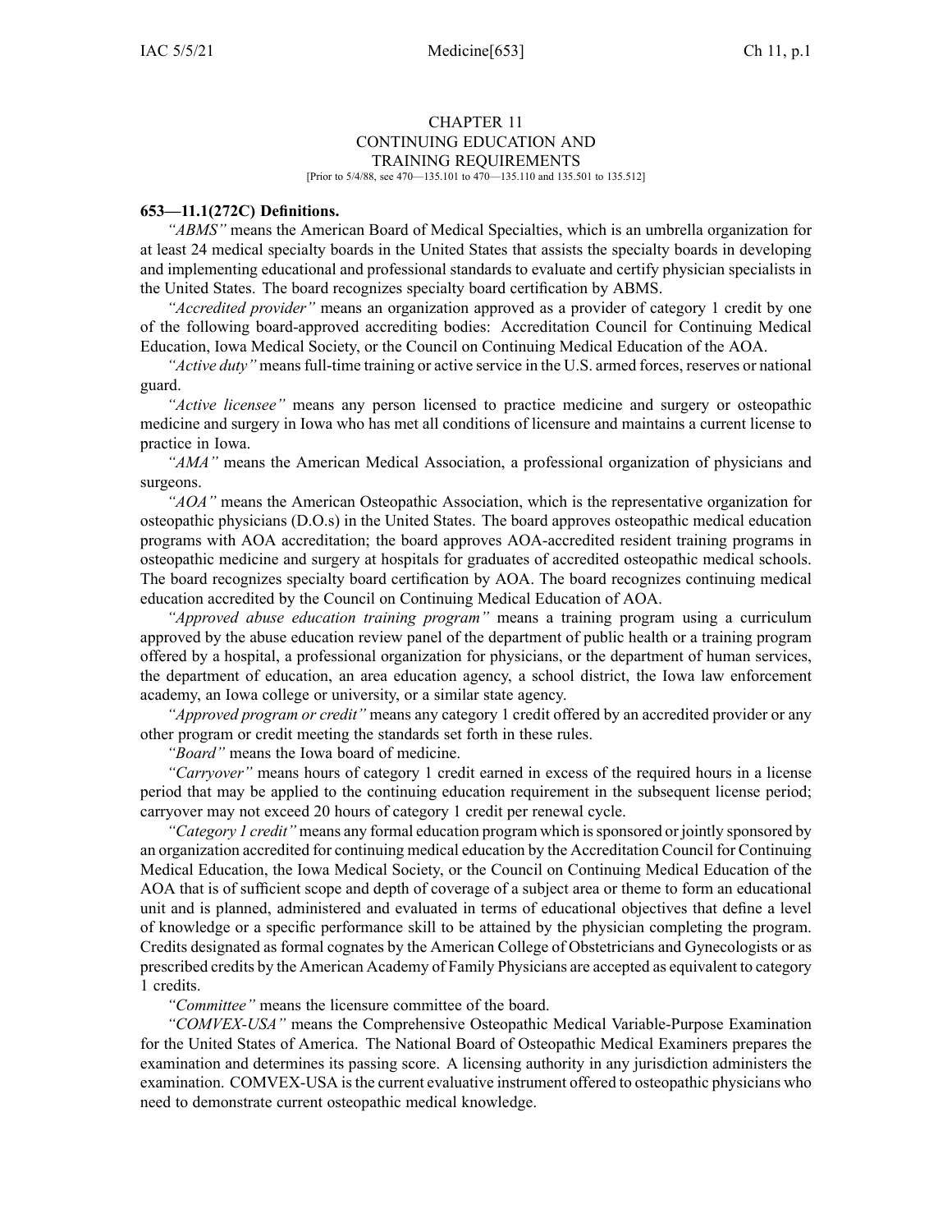# CHAPTER 11
# CONTINUING EDUCATION AND TRAINING REQUIREMENTS

[Prior to 5/4/88, see 470—135.101 to 470—135.110 and 135.501 to 135.512]

**653—11.1(272C) Definitions.**

*"ABMS"* means the American Board of Medical Specialties, which is an umbrella organization for at least 24 medical specialty boards in the United States that assists the specialty boards in developing and implementing educational and professional standards to evaluate and certify physician specialists in the United States. The board recognizes specialty board certification by ABMS.

*"Accredited provider"* means an organization approved as a provider of category 1 credit by one of the following board-approved accrediting bodies: Accreditation Council for Continuing Medical Education, Iowa Medical Society, or the Council on Continuing Medical Education of the AOA.

*"Active duty"* means full-time training or active service in the U.S. armed forces, reserves or national guard.

*"Active licensee"* means any person licensed to practice medicine and surgery or osteopathic medicine and surgery in Iowa who has met all conditions of licensure and maintains a current license to practice in Iowa.

*"AMA"* means the American Medical Association, a professional organization of physicians and surgeons.

*"AOA"* means the American Osteopathic Association, which is the representative organization for osteopathic physicians (D.O.s) in the United States. The board approves osteopathic medical education programs with AOA accreditation; the board approves AOA-accredited resident training programs in osteopathic medicine and surgery at hospitals for graduates of accredited osteopathic medical schools. The board recognizes specialty board certification by AOA. The board recognizes continuing medical education accredited by the Council on Continuing Medical Education of AOA.

*"Approved abuse education training program"* means a training program using a curriculum approved by the abuse education review panel of the department of public health or a training program offered by a hospital, a professional organization for physicians, or the department of human services, the department of education, an area education agency, a school district, the Iowa law enforcement academy, an Iowa college or university, or a similar state agency.

*"Approved program or credit"* means any category 1 credit offered by an accredited provider or any other program or credit meeting the standards set forth in these rules.

*"Board"* means the Iowa board of medicine.

*"Carryover"* means hours of category 1 credit earned in excess of the required hours in a license period that may be applied to the continuing education requirement in the subsequent license period; carryover may not exceed 20 hours of category 1 credit per renewal cycle.

*"Category 1 credit"* means any formal education program which is sponsored or jointly sponsored by an organization accredited for continuing medical education by the Accreditation Council for Continuing Medical Education, the Iowa Medical Society, or the Council on Continuing Medical Education of the AOA that is of sufficient scope and depth of coverage of a subject area or theme to form an educational unit and is planned, administered and evaluated in terms of educational objectives that define a level of knowledge or a specific performance skill to be attained by the physician completing the program. Credits designated as formal cognates by the American College of Obstetricians and Gynecologists or as prescribed credits by the American Academy of Family Physicians are accepted as equivalent to category 1 credits.

*"Committee"* means the licensure committee of the board.

*"COMVEX-USA"* means the Comprehensive Osteopathic Medical Variable-Purpose Examination for the United States of America. The National Board of Osteopathic Medical Examiners prepares the examination and determines its passing score. A licensing authority in any jurisdiction administers the examination. COMVEX-USA is the current evaluative instrument offered to osteopathic physicians who need to demonstrate current osteopathic medical knowledge.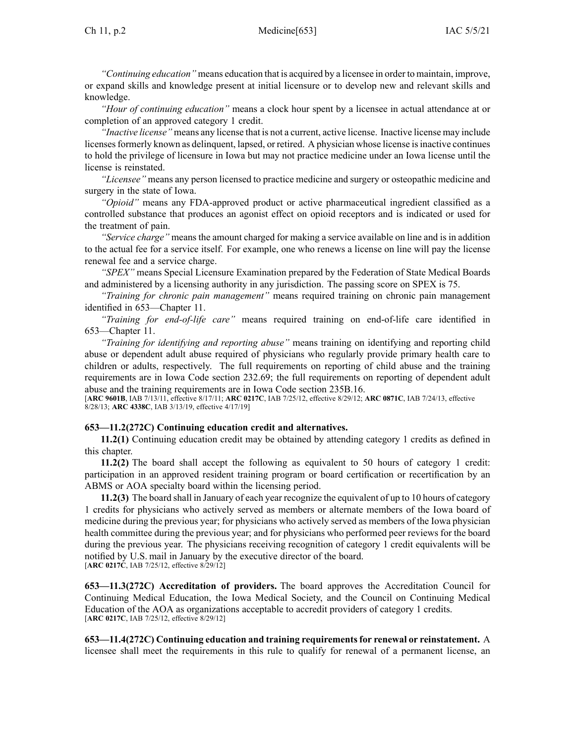*"Continuing education"* means education that is acquired by a licensee in order to maintain, improve, or expand skills and knowledge present at initial licensure or to develop new and relevant skills and knowledge.

*"Hour of continuing education"* means a clock hour spent by a licensee in actual attendance at or completion of an approved category 1 credit.

*"Inactive license"* means any license that is not a current, active license. Inactive license may include licenses formerly known as delinquent, lapsed, or retired. A physician whose license is inactive continues to hold the privilege of licensure in Iowa but may not practice medicine under an Iowa license until the license is reinstated.

*"Licensee"* means any person licensed to practice medicine and surgery or osteopathic medicine and surgery in the state of Iowa.

*"Opioid"* means any FDA-approved product or active pharmaceutical ingredient classified as a controlled substance that produces an agonist effect on opioid receptors and is indicated or used for the treatment of pain.

*"Service charge"* means the amount charged for making a service available on line and is in addition to the actual fee for a service itself. For example, one who renews a license on line will pay the license renewal fee and a service charge.

*"SPEX"* means Special Licensure Examination prepared by the Federation of State Medical Boards and administered by a licensing authority in any jurisdiction. The passing score on SPEX is 75.

*"Training for chronic pain management"* means required training on chronic pain management identified in 653—Chapter 11.

*"Training for end-of-life care"* means required training on end-of-life care identified in 653—Chapter 11.

*"Training for identifying and reporting abuse"* means training on identifying and reporting child abuse or dependent adult abuse required of physicians who regularly provide primary health care to children or adults, respectively. The full requirements on reporting of child abuse and the training requirements are in Iowa Code section 232.69; the full requirements on reporting of dependent adult abuse and the training requirements are in Iowa Code section 235B.16.

[**ARC 9601B**, IAB 7/13/11, effective 8/17/11; **ARC 0217C**, IAB 7/25/12, effective 8/29/12; **ARC 0871C**, IAB 7/24/13, effective 8/28/13; **ARC 4338C**, IAB 3/13/19, effective 4/17/19]

**653—11.2(272C) Continuing education credit and alternatives.**

**11.2(1)** Continuing education credit may be obtained by attending category 1 credits as defined in this chapter.

**11.2(2)** The board shall accept the following as equivalent to 50 hours of category 1 credit: participation in an approved resident training program or board certification or recertification by an ABMS or AOA specialty board within the licensing period.

**11.2(3)** The board shall in January of each year recognize the equivalent of up to 10 hours of category 1 credits for physicians who actively served as members or alternate members of the Iowa board of medicine during the previous year; for physicians who actively served as members of the Iowa physician health committee during the previous year; and for physicians who performed peer reviews for the board during the previous year. The physicians receiving recognition of category 1 credit equivalents will be notified by U.S. mail in January by the executive director of the board.

[**ARC 0217C**, IAB 7/25/12, effective 8/29/12]

**653—11.3(272C) Accreditation of providers.** The board approves the Accreditation Council for Continuing Medical Education, the Iowa Medical Society, and the Council on Continuing Medical Education of the AOA as organizations acceptable to accredit providers of category 1 credits.

[**ARC 0217C**, IAB 7/25/12, effective 8/29/12]

**653—11.4(272C) Continuing education and training requirements for renewal or reinstatement.** A licensee shall meet the requirements in this rule to qualify for renewal of a permanent license, an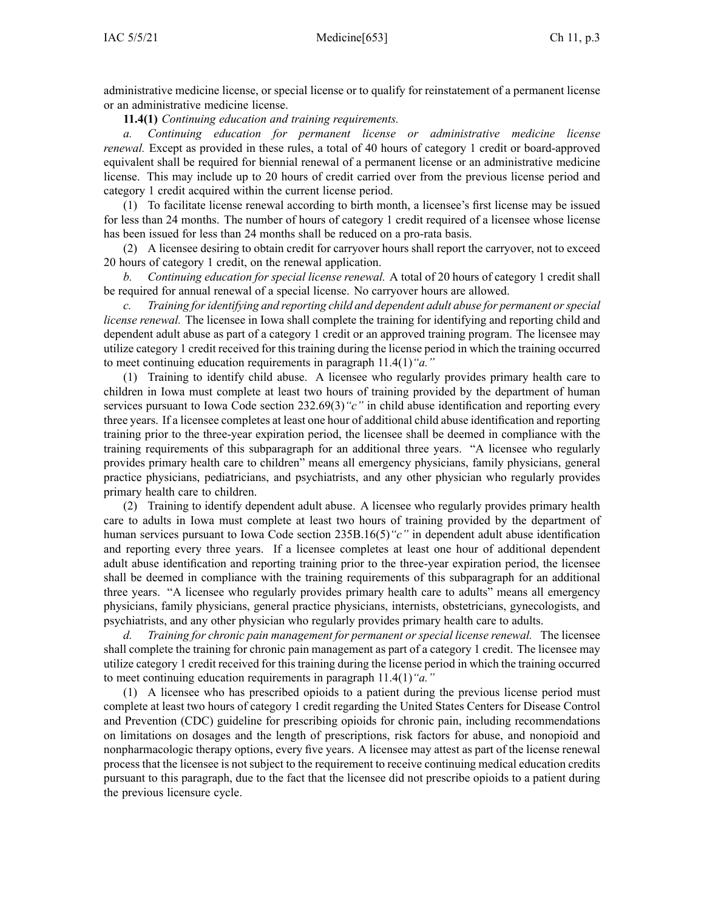administrative medicine license, or special license or to qualify for reinstatement of a permanent license or an administrative medicine license.

**11.4(1)** *Continuing education and training requirements.*

*a. Continuing education for permanent license or administrative medicine license renewal.* Except as provided in these rules, a total of 40 hours of category 1 credit or board-approved equivalent shall be required for biennial renewal of a permanent license or an administrative medicine license. This may include up to 20 hours of credit carried over from the previous license period and category 1 credit acquired within the current license period.

(1) To facilitate license renewal according to birth month, a licensee's first license may be issued for less than 24 months. The number of hours of category 1 credit required of a licensee whose license has been issued for less than 24 months shall be reduced on a pro-rata basis.

(2) A licensee desiring to obtain credit for carryover hours shall report the carryover, not to exceed 20 hours of category 1 credit, on the renewal application.

*b. Continuing education for special license renewal.* A total of 20 hours of category 1 credit shall be required for annual renewal of a special license. No carryover hours are allowed.

*c. Training for identifying and reporting child and dependent adult abuse for permanent or special license renewal.* The licensee in Iowa shall complete the training for identifying and reporting child and dependent adult abuse as part of a category 1 credit or an approved training program. The licensee may utilize category 1 credit received for this training during the license period in which the training occurred to meet continuing education requirements in paragraph 11.4(1)*"a."*

(1) Training to identify child abuse. A licensee who regularly provides primary health care to children in Iowa must complete at least two hours of training provided by the department of human services pursuant to Iowa Code section 232.69(3)*"c"* in child abuse identification and reporting every three years. If a licensee completes at least one hour of additional child abuse identification and reporting training prior to the three-year expiration period, the licensee shall be deemed in compliance with the training requirements of this subparagraph for an additional three years. "A licensee who regularly provides primary health care to children" means all emergency physicians, family physicians, general practice physicians, pediatricians, and psychiatrists, and any other physician who regularly provides primary health care to children.

(2) Training to identify dependent adult abuse. A licensee who regularly provides primary health care to adults in Iowa must complete at least two hours of training provided by the department of human services pursuant to Iowa Code section 235B.16(5)*"c"* in dependent adult abuse identification and reporting every three years. If a licensee completes at least one hour of additional dependent adult abuse identification and reporting training prior to the three-year expiration period, the licensee shall be deemed in compliance with the training requirements of this subparagraph for an additional three years. "A licensee who regularly provides primary health care to adults" means all emergency physicians, family physicians, general practice physicians, internists, obstetricians, gynecologists, and psychiatrists, and any other physician who regularly provides primary health care to adults.

*d. Training for chronic pain management for permanent or special license renewal.* The licensee shall complete the training for chronic pain management as part of a category 1 credit. The licensee may utilize category 1 credit received for this training during the license period in which the training occurred to meet continuing education requirements in paragraph 11.4(1)*"a."*

(1) A licensee who has prescribed opioids to a patient during the previous license period must complete at least two hours of category 1 credit regarding the United States Centers for Disease Control and Prevention (CDC) guideline for prescribing opioids for chronic pain, including recommendations on limitations on dosages and the length of prescriptions, risk factors for abuse, and nonopioid and nonpharmacologic therapy options, every five years. A licensee may attest as part of the license renewal process that the licensee is not subject to the requirement to receive continuing medical education credits pursuant to this paragraph, due to the fact that the licensee did not prescribe opioids to a patient during the previous licensure cycle.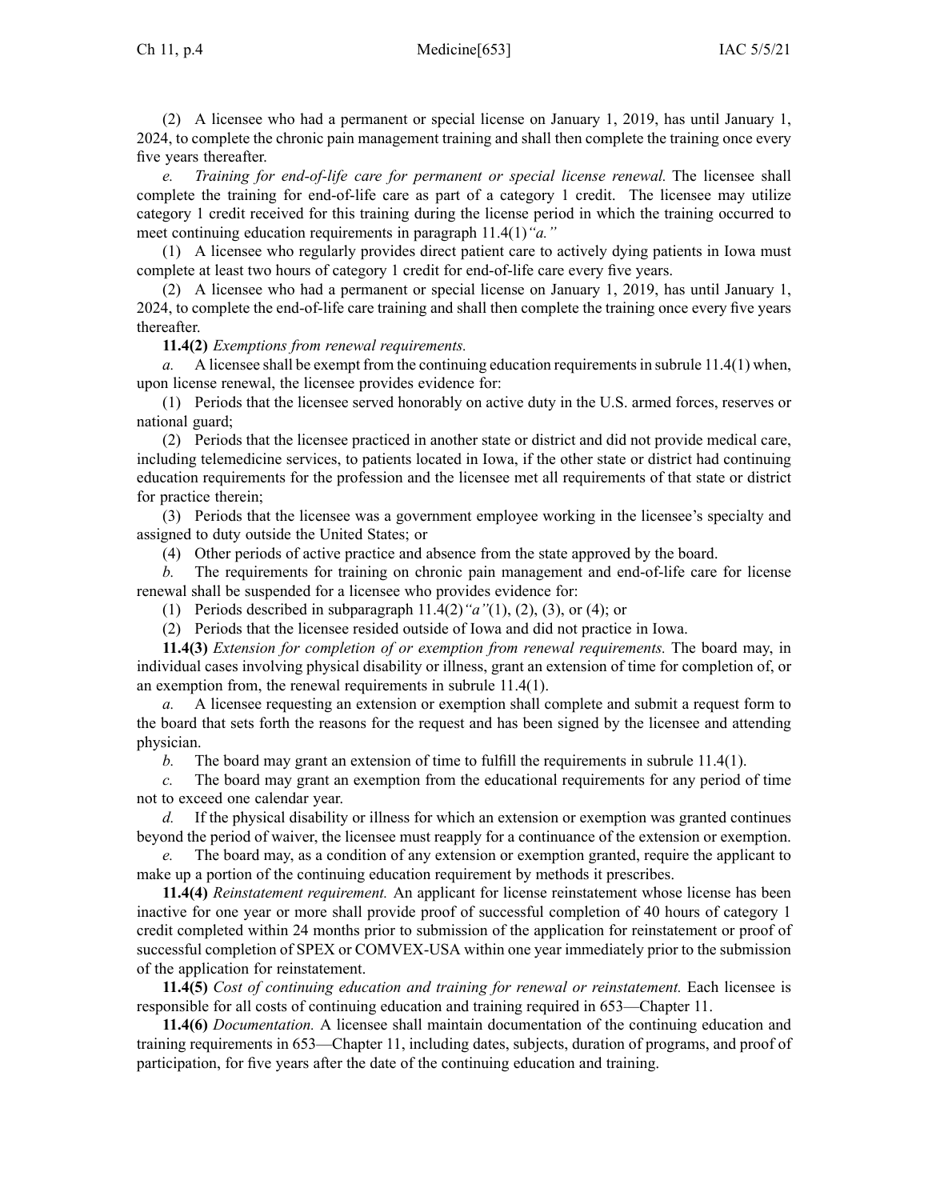(2) A licensee who had a permanent or special license on January 1, 2019, has until January 1, 2024, to complete the chronic pain management training and shall then complete the training once every five years thereafter.

*e. Training for end-of-life care for permanent or special license renewal.* The licensee shall complete the training for end-of-life care as part of a category 1 credit. The licensee may utilize category 1 credit received for this training during the license period in which the training occurred to meet continuing education requirements in paragraph 11.4(1)*"a."*

(1) A licensee who regularly provides direct patient care to actively dying patients in Iowa must complete at least two hours of category 1 credit for end-of-life care every five years.

(2) A licensee who had a permanent or special license on January 1, 2019, has until January 1, 2024, to complete the end-of-life care training and shall then complete the training once every five years thereafter.

**11.4(2)** *Exemptions from renewal requirements.*

*a.* A licensee shall be exempt from the continuing education requirements in subrule 11.4(1) when, upon license renewal, the licensee provides evidence for:

(1) Periods that the licensee served honorably on active duty in the U.S. armed forces, reserves or national guard;

(2) Periods that the licensee practiced in another state or district and did not provide medical care, including telemedicine services, to patients located in Iowa, if the other state or district had continuing education requirements for the profession and the licensee met all requirements of that state or district for practice therein;

(3) Periods that the licensee was a government employee working in the licensee's specialty and assigned to duty outside the United States; or

(4) Other periods of active practice and absence from the state approved by the board.

*b.* The requirements for training on chronic pain management and end-of-life care for license renewal shall be suspended for a licensee who provides evidence for:

(1) Periods described in subparagraph 11.4(2)*"a"*(1), (2), (3), or (4); or

(2) Periods that the licensee resided outside of Iowa and did not practice in Iowa.

**11.4(3)** *Extension for completion of or exemption from renewal requirements.* The board may, in individual cases involving physical disability or illness, grant an extension of time for completion of, or an exemption from, the renewal requirements in subrule 11.4(1).

*a.* A licensee requesting an extension or exemption shall complete and submit a request form to the board that sets forth the reasons for the request and has been signed by the licensee and attending physician.

*b.* The board may grant an extension of time to fulfill the requirements in subrule 11.4(1).

*c.* The board may grant an exemption from the educational requirements for any period of time not to exceed one calendar year.

*d.* If the physical disability or illness for which an extension or exemption was granted continues beyond the period of waiver, the licensee must reapply for a continuance of the extension or exemption.

*e.* The board may, as a condition of any extension or exemption granted, require the applicant to make up a portion of the continuing education requirement by methods it prescribes.

**11.4(4)** *Reinstatement requirement.* An applicant for license reinstatement whose license has been inactive for one year or more shall provide proof of successful completion of 40 hours of category 1 credit completed within 24 months prior to submission of the application for reinstatement or proof of successful completion of SPEX or COMVEX-USA within one year immediately prior to the submission of the application for reinstatement.

**11.4(5)** *Cost of continuing education and training for renewal or reinstatement.* Each licensee is responsible for all costs of continuing education and training required in 653—Chapter 11.

**11.4(6)** *Documentation.* A licensee shall maintain documentation of the continuing education and training requirements in 653—Chapter 11, including dates, subjects, duration of programs, and proof of participation, for five years after the date of the continuing education and training.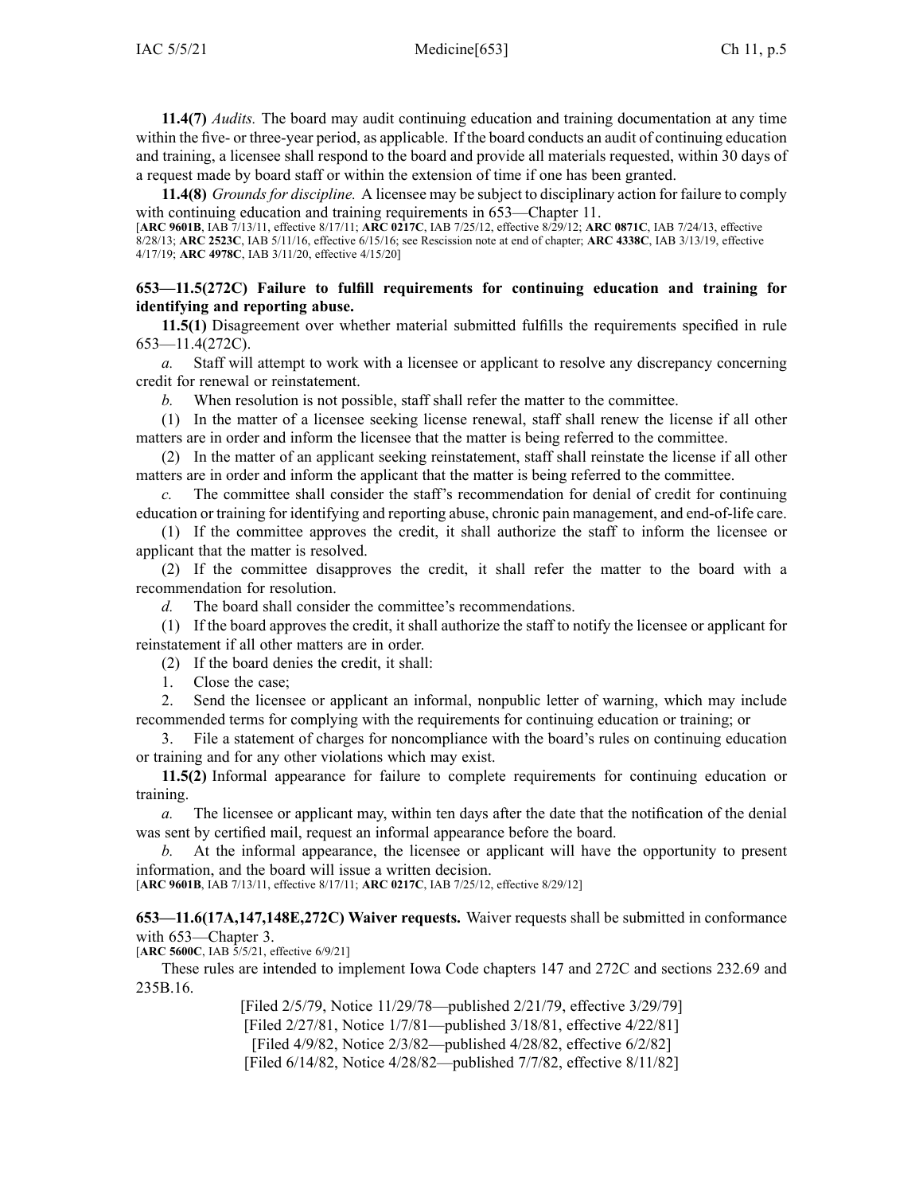**11.4(7)** *Audits.* The board may audit continuing education and training documentation at any time within the five- or three-year period, as applicable. If the board conducts an audit of continuing education and training, a licensee shall respond to the board and provide all materials requested, within 30 days of a request made by board staff or within the extension of time if one has been granted.

**11.4(8)** *Grounds for discipline.* A licensee may be subject to disciplinary action for failure to comply with continuing education and training requirements in 653—Chapter 11.

[**ARC 9601B**, IAB 7/13/11, effective 8/17/11; **ARC 0217C**, IAB 7/25/12, effective 8/29/12; **ARC 0871C**, IAB 7/24/13, effective 8/28/13; **ARC 2523C**, IAB 5/11/16, effective 6/15/16; see Rescission note at end of chapter; **ARC 4338C**, IAB 3/13/19, effective 4/17/19; **ARC 4978C**, IAB 3/11/20, effective 4/15/20]

**653—11.5(272C) Failure to fulfill requirements for continuing education and training for identifying and reporting abuse.**

**11.5(1)** Disagreement over whether material submitted fulfills the requirements specified in rule 653—11.4(272C).

*a.* Staff will attempt to work with a licensee or applicant to resolve any discrepancy concerning credit for renewal or reinstatement.

*b.* When resolution is not possible, staff shall refer the matter to the committee.

(1) In the matter of a licensee seeking license renewal, staff shall renew the license if all other matters are in order and inform the licensee that the matter is being referred to the committee.

(2) In the matter of an applicant seeking reinstatement, staff shall reinstate the license if all other matters are in order and inform the applicant that the matter is being referred to the committee.

*c.* The committee shall consider the staff's recommendation for denial of credit for continuing education or training for identifying and reporting abuse, chronic pain management, and end-of-life care.

(1) If the committee approves the credit, it shall authorize the staff to inform the licensee or applicant that the matter is resolved.

(2) If the committee disapproves the credit, it shall refer the matter to the board with a recommendation for resolution.

*d.* The board shall consider the committee's recommendations.

(1) If the board approves the credit, it shall authorize the staff to notify the licensee or applicant for reinstatement if all other matters are in order.

(2) If the board denies the credit, it shall:

1. Close the case;
2. Send the licensee or applicant an informal, nonpublic letter of warning, which may include recommended terms for complying with the requirements for continuing education or training; or
3. File a statement of charges for noncompliance with the board's rules on continuing education or training and for any other violations which may exist.

**11.5(2)** Informal appearance for failure to complete requirements for continuing education or training.

*a.* The licensee or applicant may, within ten days after the date that the notification of the denial was sent by certified mail, request an informal appearance before the board.

*b.* At the informal appearance, the licensee or applicant will have the opportunity to present information, and the board will issue a written decision.

[**ARC 9601B**, IAB 7/13/11, effective 8/17/11; **ARC 0217C**, IAB 7/25/12, effective 8/29/12]

**653—11.6(17A,147,148E,272C) Waiver requests.** Waiver requests shall be submitted in conformance with 653—Chapter 3.

[**ARC 5600C**, IAB 5/5/21, effective 6/9/21]

These rules are intended to implement Iowa Code chapters 147 and 272C and sections 232.69 and 235B.16.

[Filed 2/5/79, Notice 11/29/78—published 2/21/79, effective 3/29/79]
[Filed 2/27/81, Notice 1/7/81—published 3/18/81, effective 4/22/81]
[Filed 4/9/82, Notice 2/3/82—published 4/28/82, effective 6/2/82]
[Filed 6/14/82, Notice 4/28/82—published 7/7/82, effective 8/11/82]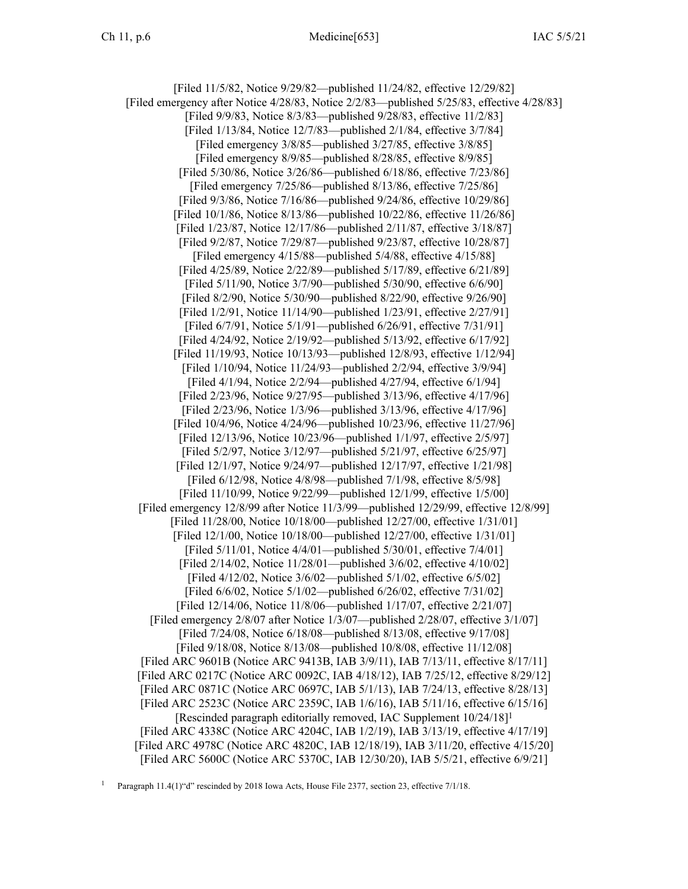[Filed 11/5/82, Notice 9/29/82—published 11/24/82, effective 12/29/82]
[Filed emergency after Notice 4/28/83, Notice 2/2/83—published 5/25/83, effective 4/28/83]
[Filed 9/9/83, Notice 8/3/83—published 9/28/83, effective 11/2/83]
[Filed 1/13/84, Notice 12/7/83—published 2/1/84, effective 3/7/84]
[Filed emergency 3/8/85—published 3/27/85, effective 3/8/85]
[Filed emergency 8/9/85—published 8/28/85, effective 8/9/85]
[Filed 5/30/86, Notice 3/26/86—published 6/18/86, effective 7/23/86]
[Filed emergency 7/25/86—published 8/13/86, effective 7/25/86]
[Filed 9/3/86, Notice 7/16/86—published 9/24/86, effective 10/29/86]
[Filed 10/1/86, Notice 8/13/86—published 10/22/86, effective 11/26/86]
[Filed 1/23/87, Notice 12/17/86—published 2/11/87, effective 3/18/87]
[Filed 9/2/87, Notice 7/29/87—published 9/23/87, effective 10/28/87]
[Filed emergency 4/15/88—published 5/4/88, effective 4/15/88]
[Filed 4/25/89, Notice 2/22/89—published 5/17/89, effective 6/21/89]
[Filed 5/11/90, Notice 3/7/90—published 5/30/90, effective 6/6/90]
[Filed 8/2/90, Notice 5/30/90—published 8/22/90, effective 9/26/90]
[Filed 1/2/91, Notice 11/14/90—published 1/23/91, effective 2/27/91]
[Filed 6/7/91, Notice 5/1/91—published 6/26/91, effective 7/31/91]
[Filed 4/24/92, Notice 2/19/92—published 5/13/92, effective 6/17/92]
[Filed 11/19/93, Notice 10/13/93—published 12/8/93, effective 1/12/94]
[Filed 1/10/94, Notice 11/24/93—published 2/2/94, effective 3/9/94]
[Filed 4/1/94, Notice 2/2/94—published 4/27/94, effective 6/1/94]
[Filed 2/23/96, Notice 9/27/95—published 3/13/96, effective 4/17/96]
[Filed 2/23/96, Notice 1/3/96—published 3/13/96, effective 4/17/96]
[Filed 10/4/96, Notice 4/24/96—published 10/23/96, effective 11/27/96]
[Filed 12/13/96, Notice 10/23/96—published 1/1/97, effective 2/5/97]
[Filed 5/2/97, Notice 3/12/97—published 5/21/97, effective 6/25/97]
[Filed 12/1/97, Notice 9/24/97—published 12/17/97, effective 1/21/98]
[Filed 6/12/98, Notice 4/8/98—published 7/1/98, effective 8/5/98]
[Filed 11/10/99, Notice 9/22/99—published 12/1/99, effective 1/5/00]
[Filed emergency 12/8/99 after Notice 11/3/99—published 12/29/99, effective 12/8/99]
[Filed 11/28/00, Notice 10/18/00—published 12/27/00, effective 1/31/01]
[Filed 12/1/00, Notice 10/18/00—published 12/27/00, effective 1/31/01]
[Filed 5/11/01, Notice 4/4/01—published 5/30/01, effective 7/4/01]
[Filed 2/14/02, Notice 11/28/01—published 3/6/02, effective 4/10/02]
[Filed 4/12/02, Notice 3/6/02—published 5/1/02, effective 6/5/02]
[Filed 6/6/02, Notice 5/1/02—published 6/26/02, effective 7/31/02]
[Filed 12/14/06, Notice 11/8/06—published 1/17/07, effective 2/21/07]
[Filed emergency 2/8/07 after Notice 1/3/07—published 2/28/07, effective 3/1/07]
[Filed 7/24/08, Notice 6/18/08—published 8/13/08, effective 9/17/08]
[Filed 9/18/08, Notice 8/13/08—published 10/8/08, effective 11/12/08]
[Filed ARC 9601B (Notice ARC 9413B, IAB 3/9/11), IAB 7/13/11, effective 8/17/11]
[Filed ARC 0217C (Notice ARC 0092C, IAB 4/18/12), IAB 7/25/12, effective 8/29/12]
[Filed ARC 0871C (Notice ARC 0697C, IAB 5/1/13), IAB 7/24/13, effective 8/28/13]
[Filed ARC 2523C (Notice ARC 2359C, IAB 1/6/16), IAB 5/11/16, effective 6/15/16]
[Rescinded paragraph editorially removed, IAC Supplement 10/24/18][1]
[Filed ARC 4338C (Notice ARC 4204C, IAB 1/2/19), IAB 3/13/19, effective 4/17/19]
[Filed ARC 4978C (Notice ARC 4820C, IAB 12/18/19), IAB 3/11/20, effective 4/15/20]
[Filed ARC 5600C (Notice ARC 5370C, IAB 12/30/20), IAB 5/5/21, effective 6/9/21]

[1] Paragraph 11.4(1)"d" rescinded by 2018 Iowa Acts, House File 2377, section 23, effective 7/1/18.